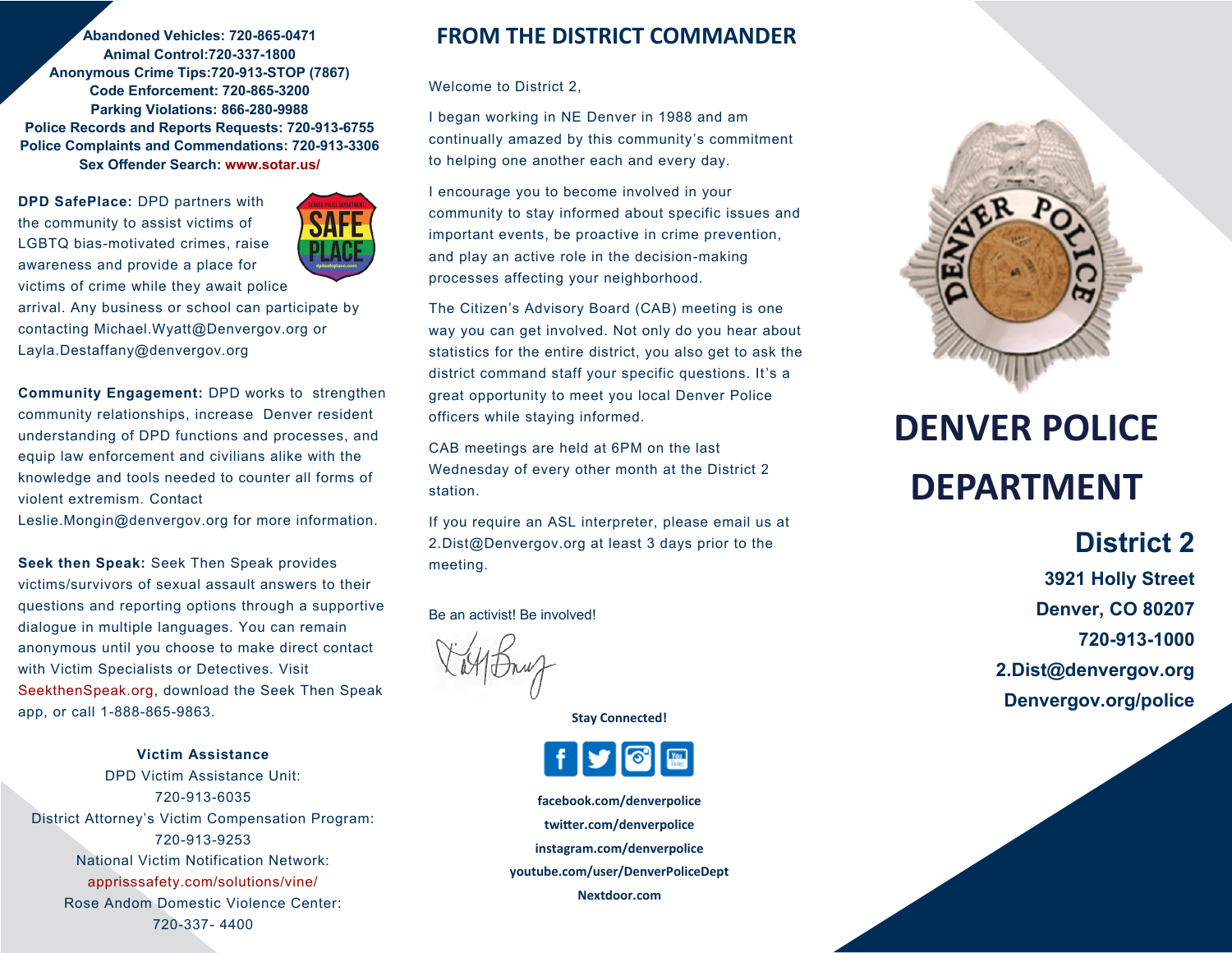**Abandoned Vehicles: 720-865-0471**
**Animal Control:720-337-1800**
**Anonymous Crime Tips:720-913-STOP (7867)**
**Code Enforcement: 720-865-3200**
**Parking Violations: 866-280-9988**
**Police Records and Reports Requests: 720-913-6755**
**Police Complaints and Commendations: 720-913-3306**
**Sex Offender Search: www.sotar.us/**

**DPD SafePlace:** DPD partners with the community to assist victims of LGBTQ bias-motivated crimes, raise awareness and provide a place for victims of crime while they await police arrival. Any business or school can participate by contacting Michael.Wyatt@Denvergov.org or Layla.Destaffany@denvergov.org

**Community Engagement:** DPD works to strengthen community relationships, increase Denver resident understanding of DPD functions and processes, and equip law enforcement and civilians alike with the knowledge and tools needed to counter all forms of violent extremism. Contact Leslie.Mongin@denvergov.org for more information.

**Seek then Speak:** Seek Then Speak provides victims/survivors of sexual assault answers to their questions and reporting options through a supportive dialogue in multiple languages. You can remain anonymous until you choose to make direct contact with Victim Specialists or Detectives. Visit SeekthenSpeak.org, download the Seek Then Speak app, or call 1-888-865-9863.

**Victim Assistance**

DPD Victim Assistance Unit:
720-913-6035

District Attorney's Victim Compensation Program:
720-913-9253

National Victim Notification Network:
apprisssafety.com/solutions/vine/

Rose Andom Domestic Violence Center:
720-337- 4400

## FROM THE DISTRICT COMMANDER

Welcome to District 2,

I began working in NE Denver in 1988 and am continually amazed by this community's commitment to helping one another each and every day.

I encourage you to become involved in your community to stay informed about specific issues and important events, be proactive in crime prevention, and play an active role in the decision-making processes affecting your neighborhood.

The Citizen's Advisory Board (CAB) meeting is one way you can get involved. Not only do you hear about statistics for the entire district, you also get to ask the district command staff your specific questions. It's a great opportunity to meet you local Denver Police officers while staying informed.

CAB meetings are held at 6PM on the last Wednesday of every other month at the District 2 station.

If you require an ASL interpreter, please email us at 2.Dist@Denvergov.org at least 3 days prior to the meeting.

Be an activist! Be involved!

**Stay Connected!**

**facebook.com/denverpolice**
**twitter.com/denverpolice**
**instagram.com/denverpolice**
**youtube.com/user/DenverPoliceDept**
**Nextdoor.com**

# DENVER POLICE DEPARTMENT

## District 2

**3921 Holly Street**
**Denver, CO 80207**
**720-913-1000**
**2.Dist@denvergov.org**
**Denvergov.org/police**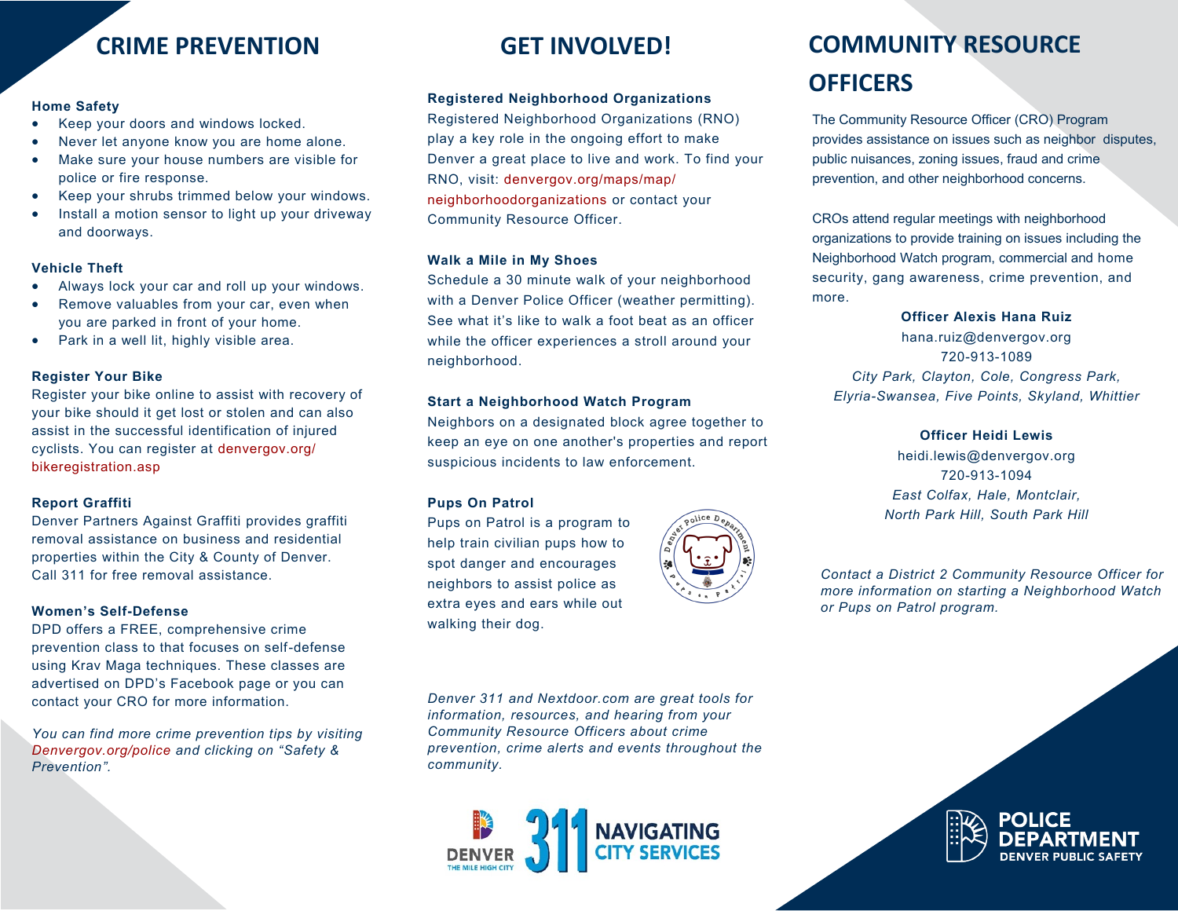# CRIME PREVENTION

### Home Safety

- Keep your doors and windows locked.
- Never let anyone know you are home alone.
- Make sure your house numbers are visible for police or fire response.
- Keep your shrubs trimmed below your windows.
- Install a motion sensor to light up your driveway and doorways.

### Vehicle Theft

- Always lock your car and roll up your windows.
- Remove valuables from your car, even when you are parked in front of your home.
- Park in a well lit, highly visible area.

### Register Your Bike

Register your bike online to assist with recovery of your bike should it get lost or stolen and can also assist in the successful identification of injured cyclists. You can register at denvergov.org/bikeregistration.asp

### Report Graffiti

Denver Partners Against Graffiti provides graffiti removal assistance on business and residential properties within the City & County of Denver. Call 311 for free removal assistance.

### Women's Self-Defense

DPD offers a FREE, comprehensive crime prevention class to that focuses on self-defense using Krav Maga techniques. These classes are advertised on DPD's Facebook page or you can contact your CRO for more information.

*You can find more crime prevention tips by visiting Denvergov.org/police and clicking on "Safety & Prevention".*

# GET INVOLVED!

### Registered Neighborhood Organizations

Registered Neighborhood Organizations (RNO) play a key role in the ongoing effort to make Denver a great place to live and work. To find your RNO, visit: denvergov.org/maps/map/neighborhoodorganizations or contact your Community Resource Officer.

### Walk a Mile in My Shoes

Schedule a 30 minute walk of your neighborhood with a Denver Police Officer (weather permitting). See what it's like to walk a foot beat as an officer while the officer experiences a stroll around your neighborhood.

### Start a Neighborhood Watch Program

Neighbors on a designated block agree together to keep an eye on one another's properties and report suspicious incidents to law enforcement.

### Pups On Patrol

Pups on Patrol is a program to help train civilian pups how to spot danger and encourages neighbors to assist police as extra eyes and ears while out walking their dog.

*Denver 311 and Nextdoor.com are great tools for information, resources, and hearing from your Community Resource Officers about crime prevention, crime alerts and events throughout the community.*

DENVER THE MILE HIGH CITY 311 NAVIGATING CITY SERVICES

# COMMUNITY RESOURCE OFFICERS

The Community Resource Officer (CRO) Program provides assistance on issues such as neighbor disputes, public nuisances, zoning issues, fraud and crime prevention, and other neighborhood concerns.

CROs attend regular meetings with neighborhood organizations to provide training on issues including the Neighborhood Watch program, commercial and home security, gang awareness, crime prevention, and more.

**Officer Alexis Hana Ruiz**
hana.ruiz@denvergov.org
720-913-1089
*City Park, Clayton, Cole, Congress Park, Elyria-Swansea, Five Points, Skyland, Whittier*

**Officer Heidi Lewis**
heidi.lewis@denvergov.org
720-913-1094
*East Colfax, Hale, Montclair, North Park Hill, South Park Hill*

*Contact a District 2 Community Resource Officer for more information on starting a Neighborhood Watch or Pups on Patrol program.*

POLICE DEPARTMENT
DENVER PUBLIC SAFETY